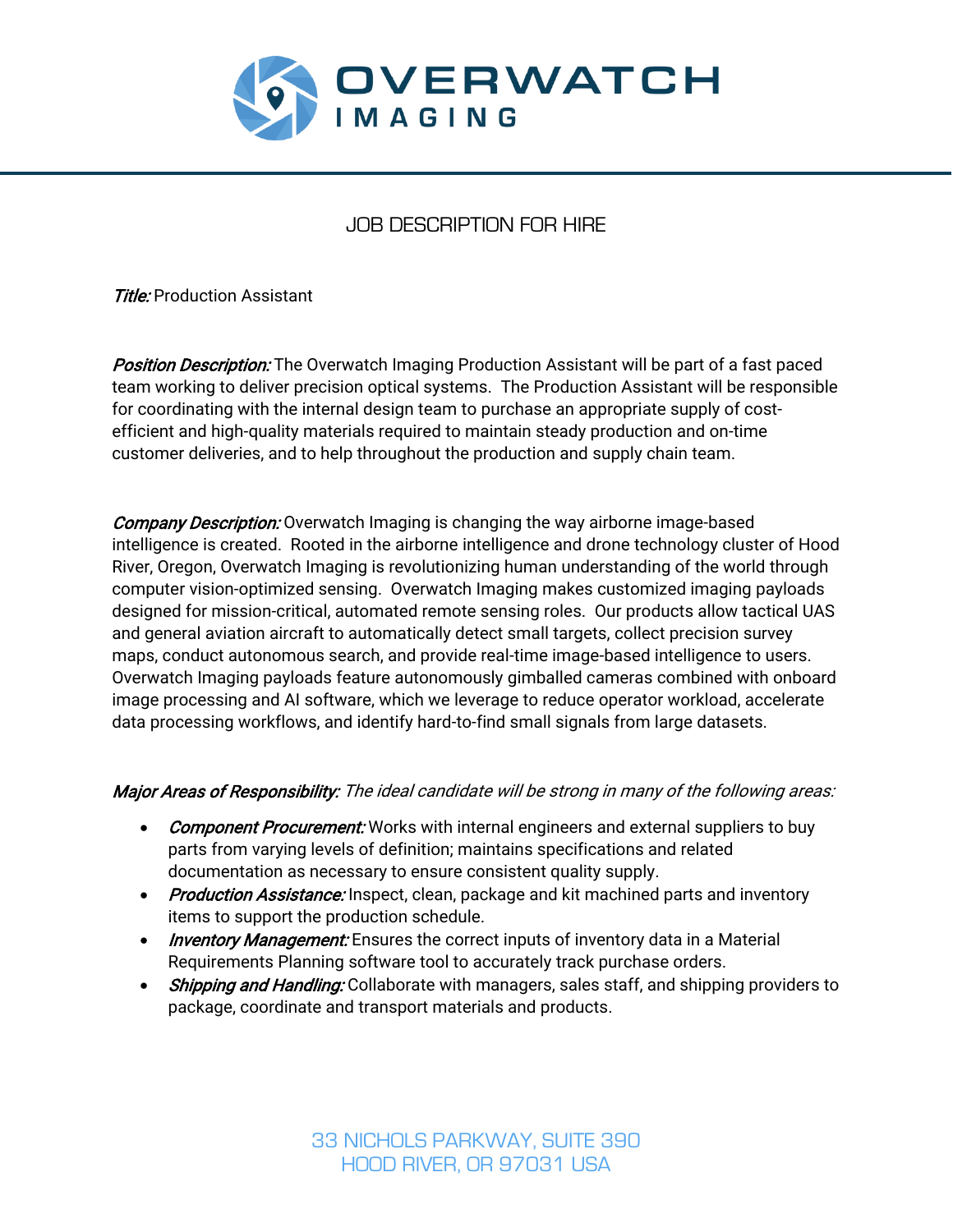# OVERWATCH IMAGING

## JOB DESCRIPTION FOR HIRE

***Title:*** Production Assistant

***Position Description:*** The Overwatch Imaging Production Assistant will be part of a fast paced team working to deliver precision optical systems. The Production Assistant will be responsible for coordinating with the internal design team to purchase an appropriate supply of cost-efficient and high-quality materials required to maintain steady production and on-time customer deliveries, and to help throughout the production and supply chain team.

***Company Description:*** Overwatch Imaging is changing the way airborne image-based intelligence is created. Rooted in the airborne intelligence and drone technology cluster of Hood River, Oregon, Overwatch Imaging is revolutionizing human understanding of the world through computer vision-optimized sensing. Overwatch Imaging makes customized imaging payloads designed for mission-critical, automated remote sensing roles. Our products allow tactical UAS and general aviation aircraft to automatically detect small targets, collect precision survey maps, conduct autonomous search, and provide real-time image-based intelligence to users. Overwatch Imaging payloads feature autonomously gimballed cameras combined with onboard image processing and AI software, which we leverage to reduce operator workload, accelerate data processing workflows, and identify hard-to-find small signals from large datasets.

***Major Areas of Responsibility:*** *The ideal candidate will be strong in many of the following areas:*

- ***Component Procurement:*** Works with internal engineers and external suppliers to buy parts from varying levels of definition; maintains specifications and related documentation as necessary to ensure consistent quality supply.
- ***Production Assistance:*** Inspect, clean, package and kit machined parts and inventory items to support the production schedule.
- ***Inventory Management:*** Ensures the correct inputs of inventory data in a Material Requirements Planning software tool to accurately track purchase orders.
- ***Shipping and Handling:*** Collaborate with managers, sales staff, and shipping providers to package, coordinate and transport materials and products.

33 NICHOLS PARKWAY, SUITE 390
HOOD RIVER, OR 97031 USA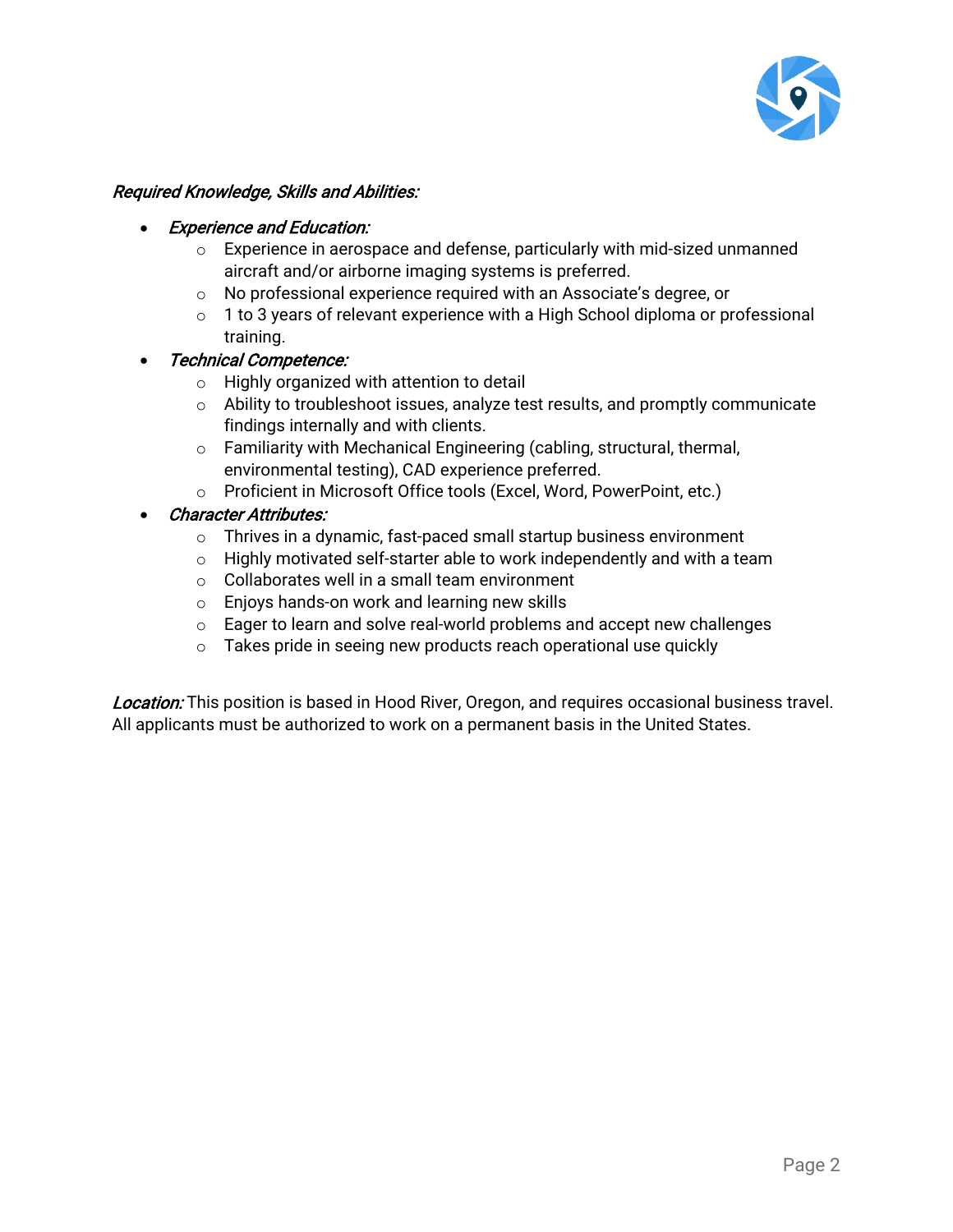***Required Knowledge, Skills and Abilities:***

- ***Experience and Education:***
  - Experience in aerospace and defense, particularly with mid-sized unmanned aircraft and/or airborne imaging systems is preferred.
  - No professional experience required with an Associate's degree, or
  - 1 to 3 years of relevant experience with a High School diploma or professional training.
- ***Technical Competence:***
  - Highly organized with attention to detail
  - Ability to troubleshoot issues, analyze test results, and promptly communicate findings internally and with clients.
  - Familiarity with Mechanical Engineering (cabling, structural, thermal, environmental testing), CAD experience preferred.
  - Proficient in Microsoft Office tools (Excel, Word, PowerPoint, etc.)
- ***Character Attributes:***
  - Thrives in a dynamic, fast-paced small startup business environment
  - Highly motivated self-starter able to work independently and with a team
  - Collaborates well in a small team environment
  - Enjoys hands-on work and learning new skills
  - Eager to learn and solve real-world problems and accept new challenges
  - Takes pride in seeing new products reach operational use quickly

***Location:*** This position is based in Hood River, Oregon, and requires occasional business travel. All applicants must be authorized to work on a permanent basis in the United States.